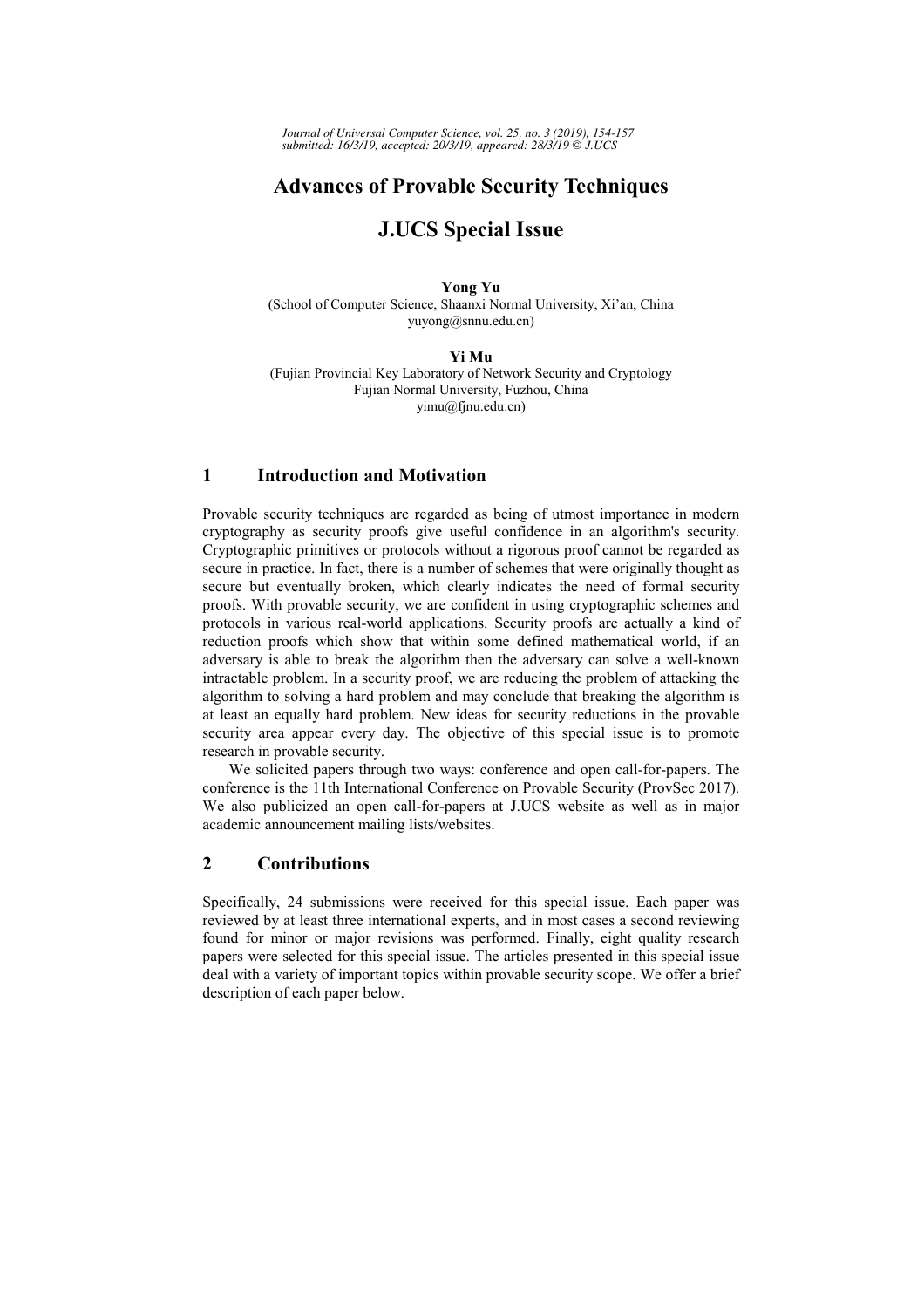# Advances of Provable Security Techniques

# J.UCS Special Issue

**Yong Yu**
(School of Computer Science, Shaanxi Normal University, Xi'an, China
yuyong@snnu.edu.cn)

**Yi Mu**
(Fujian Provincial Key Laboratory of Network Security and Cryptology
Fujian Normal University, Fuzhou, China
yimu@fjnu.edu.cn)

## 1 Introduction and Motivation

Provable security techniques are regarded as being of utmost importance in modern cryptography as security proofs give useful confidence in an algorithm's security. Cryptographic primitives or protocols without a rigorous proof cannot be regarded as secure in practice. In fact, there is a number of schemes that were originally thought as secure but eventually broken, which clearly indicates the need of formal security proofs. With provable security, we are confident in using cryptographic schemes and protocols in various real-world applications. Security proofs are actually a kind of reduction proofs which show that within some defined mathematical world, if an adversary is able to break the algorithm then the adversary can solve a well-known intractable problem. In a security proof, we are reducing the problem of attacking the algorithm to solving a hard problem and may conclude that breaking the algorithm is at least an equally hard problem. New ideas for security reductions in the provable security area appear every day. The objective of this special issue is to promote research in provable security.

We solicited papers through two ways: conference and open call-for-papers. The conference is the 11th International Conference on Provable Security (ProvSec 2017). We also publicized an open call-for-papers at J.UCS website as well as in major academic announcement mailing lists/websites.

## 2 Contributions

Specifically, 24 submissions were received for this special issue. Each paper was reviewed by at least three international experts, and in most cases a second reviewing found for minor or major revisions was performed. Finally, eight quality research papers were selected for this special issue. The articles presented in this special issue deal with a variety of important topics within provable security scope. We offer a brief description of each paper below.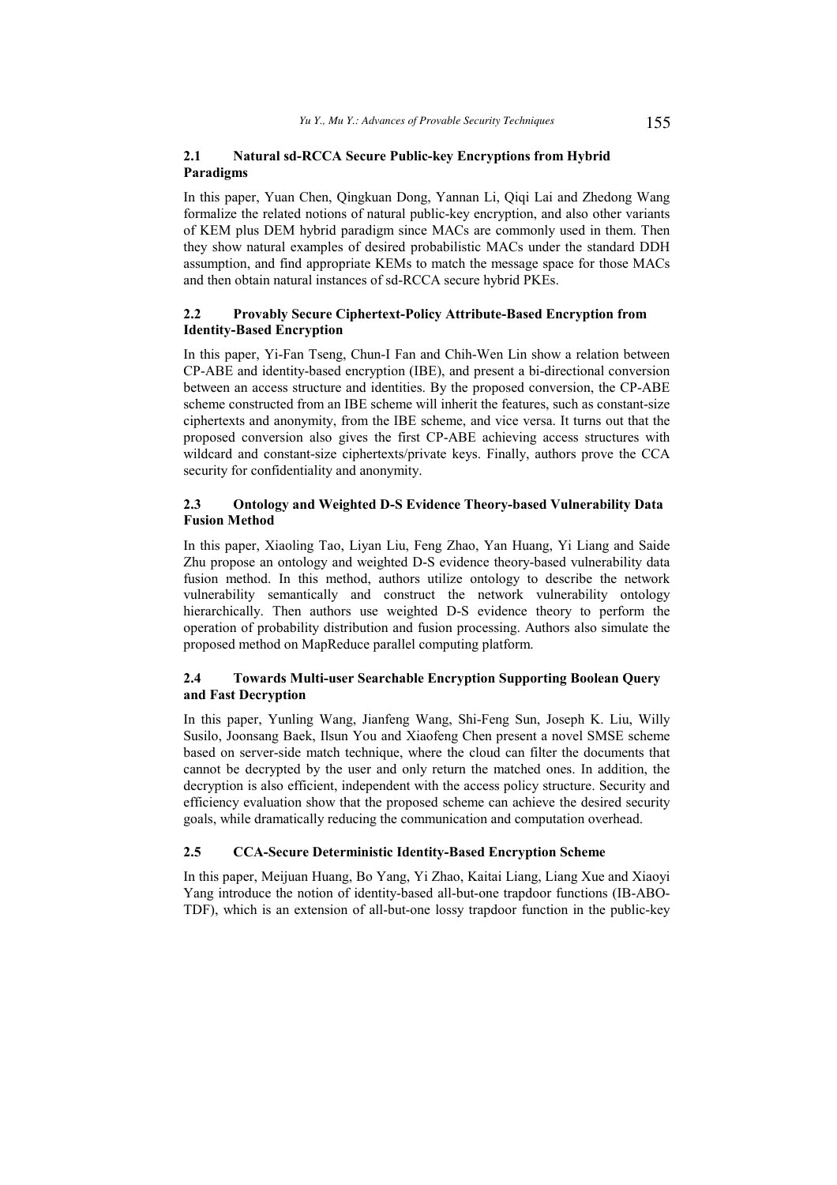### 2.1 Natural sd-RCCA Secure Public-key Encryptions from Hybrid Paradigms

In this paper, Yuan Chen, Qingkuan Dong, Yannan Li, Qiqi Lai and Zhedong Wang formalize the related notions of natural public-key encryption, and also other variants of KEM plus DEM hybrid paradigm since MACs are commonly used in them. Then they show natural examples of desired probabilistic MACs under the standard DDH assumption, and find appropriate KEMs to match the message space for those MACs and then obtain natural instances of sd-RCCA secure hybrid PKEs.

### 2.2 Provably Secure Ciphertext-Policy Attribute-Based Encryption from Identity-Based Encryption

In this paper, Yi-Fan Tseng, Chun-I Fan and Chih-Wen Lin show a relation between CP-ABE and identity-based encryption (IBE), and present a bi-directional conversion between an access structure and identities. By the proposed conversion, the CP-ABE scheme constructed from an IBE scheme will inherit the features, such as constant-size ciphertexts and anonymity, from the IBE scheme, and vice versa. It turns out that the proposed conversion also gives the first CP-ABE achieving access structures with wildcard and constant-size ciphertexts/private keys. Finally, authors prove the CCA security for confidentiality and anonymity.

### 2.3 Ontology and Weighted D-S Evidence Theory-based Vulnerability Data Fusion Method

In this paper, Xiaoling Tao, Liyan Liu, Feng Zhao, Yan Huang, Yi Liang and Saide Zhu propose an ontology and weighted D-S evidence theory-based vulnerability data fusion method. In this method, authors utilize ontology to describe the network vulnerability semantically and construct the network vulnerability ontology hierarchically. Then authors use weighted D-S evidence theory to perform the operation of probability distribution and fusion processing. Authors also simulate the proposed method on MapReduce parallel computing platform.

### 2.4 Towards Multi-user Searchable Encryption Supporting Boolean Query and Fast Decryption

In this paper, Yunling Wang, Jianfeng Wang, Shi-Feng Sun, Joseph K. Liu, Willy Susilo, Joonsang Baek, Ilsun You and Xiaofeng Chen present a novel SMSE scheme based on server-side match technique, where the cloud can filter the documents that cannot be decrypted by the user and only return the matched ones. In addition, the decryption is also efficient, independent with the access policy structure. Security and efficiency evaluation show that the proposed scheme can achieve the desired security goals, while dramatically reducing the communication and computation overhead.

### 2.5 CCA-Secure Deterministic Identity-Based Encryption Scheme

In this paper, Meijuan Huang, Bo Yang, Yi Zhao, Kaitai Liang, Liang Xue and Xiaoyi Yang introduce the notion of identity-based all-but-one trapdoor functions (IB-ABO-TDF), which is an extension of all-but-one lossy trapdoor function in the public-key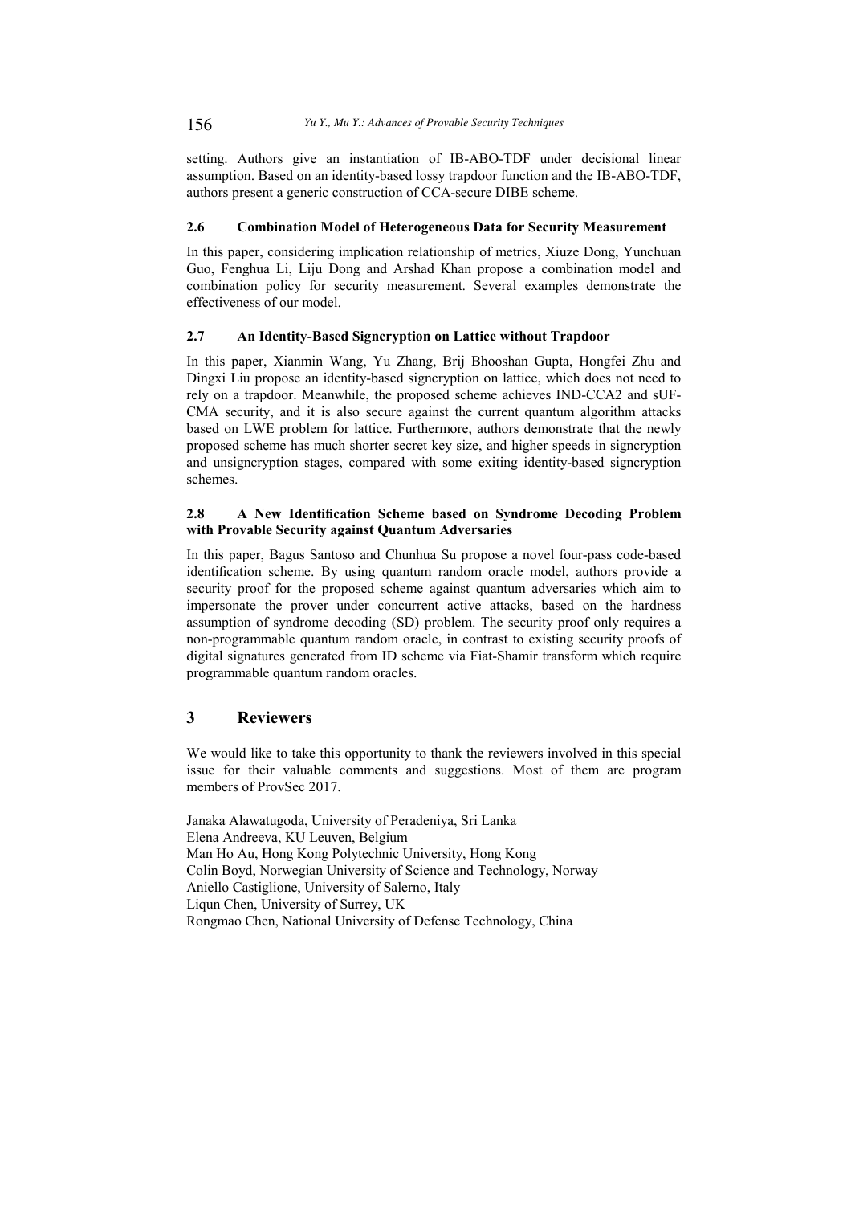setting. Authors give an instantiation of IB-ABO-TDF under decisional linear assumption. Based on an identity-based lossy trapdoor function and the IB-ABO-TDF, authors present a generic construction of CCA-secure DIBE scheme.

### 2.6 Combination Model of Heterogeneous Data for Security Measurement

In this paper, considering implication relationship of metrics, Xiuze Dong, Yunchuan Guo, Fenghua Li, Liju Dong and Arshad Khan propose a combination model and combination policy for security measurement. Several examples demonstrate the effectiveness of our model.

### 2.7 An Identity-Based Signcryption on Lattice without Trapdoor

In this paper, Xianmin Wang, Yu Zhang, Brij Bhooshan Gupta, Hongfei Zhu and Dingxi Liu propose an identity-based signcryption on lattice, which does not need to rely on a trapdoor. Meanwhile, the proposed scheme achieves IND-CCA2 and sUF-CMA security, and it is also secure against the current quantum algorithm attacks based on LWE problem for lattice. Furthermore, authors demonstrate that the newly proposed scheme has much shorter secret key size, and higher speeds in signcryption and unsigncryption stages, compared with some exiting identity-based signcryption schemes.

### 2.8 A New Identification Scheme based on Syndrome Decoding Problem with Provable Security against Quantum Adversaries

In this paper, Bagus Santoso and Chunhua Su propose a novel four-pass code-based identification scheme. By using quantum random oracle model, authors provide a security proof for the proposed scheme against quantum adversaries which aim to impersonate the prover under concurrent active attacks, based on the hardness assumption of syndrome decoding (SD) problem. The security proof only requires a non-programmable quantum random oracle, in contrast to existing security proofs of digital signatures generated from ID scheme via Fiat-Shamir transform which require programmable quantum random oracles.

## 3 Reviewers

We would like to take this opportunity to thank the reviewers involved in this special issue for their valuable comments and suggestions. Most of them are program members of ProvSec 2017.

Janaka Alawatugoda, University of Peradeniya, Sri Lanka
Elena Andreeva, KU Leuven, Belgium
Man Ho Au, Hong Kong Polytechnic University, Hong Kong
Colin Boyd, Norwegian University of Science and Technology, Norway
Aniello Castiglione, University of Salerno, Italy
Liqun Chen, University of Surrey, UK
Rongmao Chen, National University of Defense Technology, China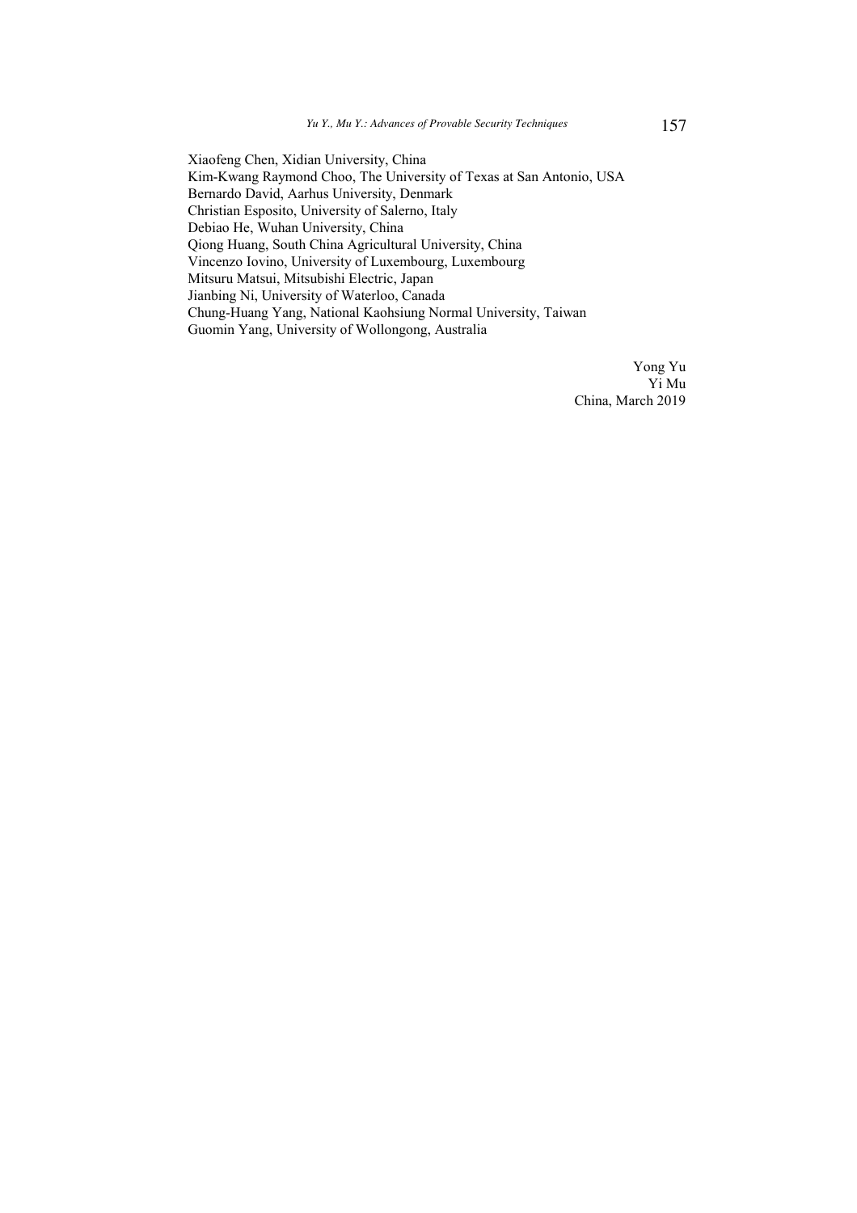Xiaofeng Chen, Xidian University, China  
Kim-Kwang Raymond Choo, The University of Texas at San Antonio, USA  
Bernardo David, Aarhus University, Denmark  
Christian Esposito, University of Salerno, Italy  
Debiao He, Wuhan University, China  
Qiong Huang, South China Agricultural University, China  
Vincenzo Iovino, University of Luxembourg, Luxembourg  
Mitsuru Matsui, Mitsubishi Electric, Japan  
Jianbing Ni, University of Waterloo, Canada  
Chung-Huang Yang, National Kaohsiung Normal University, Taiwan  
Guomin Yang, University of Wollongong, Australia

Yong Yu  
Yi Mu  
China, March 2019